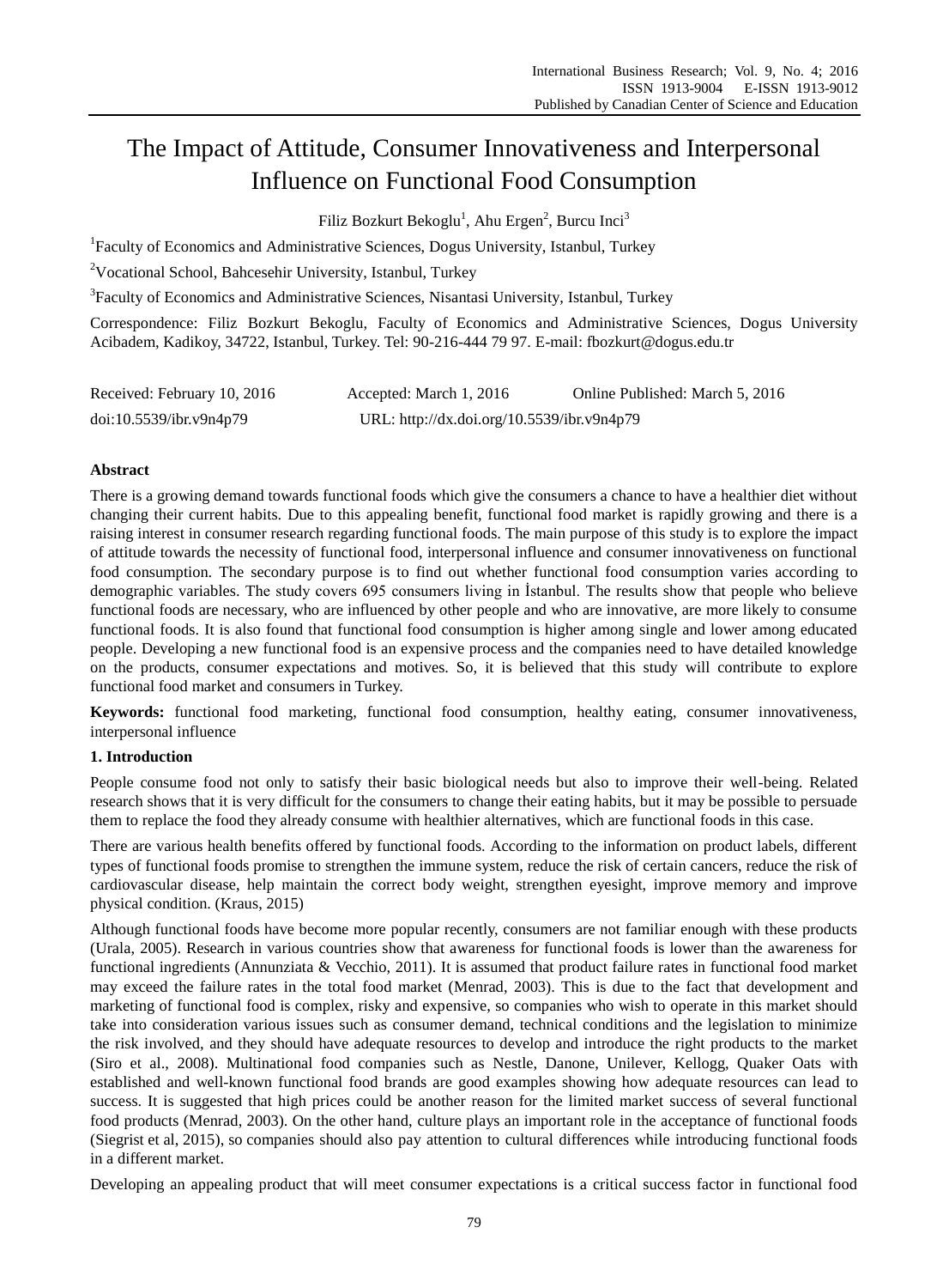# The Impact of Attitude, Consumer Innovativeness and Interpersonal Influence on Functional Food Consumption

Filiz Bozkurt Bekoglu[1], Ahu Ergen[2], Burcu Inci[3]

[1]Faculty of Economics and Administrative Sciences, Dogus University, Istanbul, Turkey

[2]Vocational School, Bahcesehir University, Istanbul, Turkey

[3]Faculty of Economics and Administrative Sciences, Nisantasi University, Istanbul, Turkey

Correspondence: Filiz Bozkurt Bekoglu, Faculty of Economics and Administrative Sciences, Dogus University Acibadem, Kadikoy, 34722, Istanbul, Turkey. Tel: 90-216-444 79 97. E-mail: fbozkurt@dogus.edu.tr

Received: February 10, 2016 Accepted: March 1, 2016 Online Published: March 5, 2016

doi:10.5539/ibr.v9n4p79 URL: http://dx.doi.org/10.5539/ibr.v9n4p79

## Abstract

There is a growing demand towards functional foods which give the consumers a chance to have a healthier diet without changing their current habits. Due to this appealing benefit, functional food market is rapidly growing and there is a raising interest in consumer research regarding functional foods. The main purpose of this study is to explore the impact of attitude towards the necessity of functional food, interpersonal influence and consumer innovativeness on functional food consumption. The secondary purpose is to find out whether functional food consumption varies according to demographic variables. The study covers 695 consumers living in İstanbul. The results show that people who believe functional foods are necessary, who are influenced by other people and who are innovative, are more likely to consume functional foods. It is also found that functional food consumption is higher among single and lower among educated people. Developing a new functional food is an expensive process and the companies need to have detailed knowledge on the products, consumer expectations and motives. So, it is believed that this study will contribute to explore functional food market and consumers in Turkey.

**Keywords:** functional food marketing, functional food consumption, healthy eating, consumer innovativeness, interpersonal influence

## 1. Introduction

People consume food not only to satisfy their basic biological needs but also to improve their well-being. Related research shows that it is very difficult for the consumers to change their eating habits, but it may be possible to persuade them to replace the food they already consume with healthier alternatives, which are functional foods in this case.

There are various health benefits offered by functional foods. According to the information on product labels, different types of functional foods promise to strengthen the immune system, reduce the risk of certain cancers, reduce the risk of cardiovascular disease, help maintain the correct body weight, strengthen eyesight, improve memory and improve physical condition. (Kraus, 2015)

Although functional foods have become more popular recently, consumers are not familiar enough with these products (Urala, 2005). Research in various countries show that awareness for functional foods is lower than the awareness for functional ingredients (Annunziata & Vecchio, 2011). It is assumed that product failure rates in functional food market may exceed the failure rates in the total food market (Menrad, 2003). This is due to the fact that development and marketing of functional food is complex, risky and expensive, so companies who wish to operate in this market should take into consideration various issues such as consumer demand, technical conditions and the legislation to minimize the risk involved, and they should have adequate resources to develop and introduce the right products to the market (Siro et al., 2008). Multinational food companies such as Nestle, Danone, Unilever, Kellogg, Quaker Oats with established and well-known functional food brands are good examples showing how adequate resources can lead to success. It is suggested that high prices could be another reason for the limited market success of several functional food products (Menrad, 2003). On the other hand, culture plays an important role in the acceptance of functional foods (Siegrist et al, 2015), so companies should also pay attention to cultural differences while introducing functional foods in a different market.

Developing an appealing product that will meet consumer expectations is a critical success factor in functional food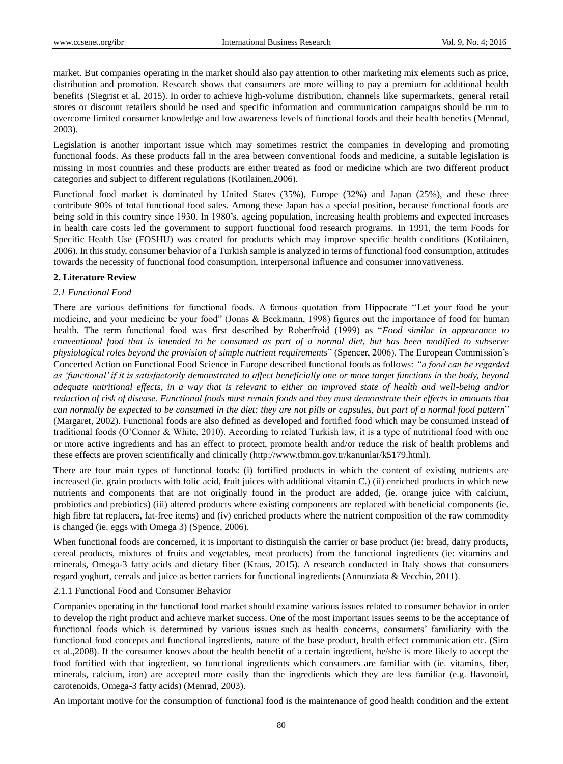market. But companies operating in the market should also pay attention to other marketing mix elements such as price, distribution and promotion. Research shows that consumers are more willing to pay a premium for additional health benefits (Siegrist et al, 2015). In order to achieve high-volume distribution, channels like supermarkets, general retail stores or discount retailers should be used and specific information and communication campaigns should be run to overcome limited consumer knowledge and low awareness levels of functional foods and their health benefits (Menrad, 2003).

Legislation is another important issue which may sometimes restrict the companies in developing and promoting functional foods. As these products fall in the area between conventional foods and medicine, a suitable legislation is missing in most countries and these products are either treated as food or medicine which are two different product categories and subject to different regulations (Kotilainen,2006).

Functional food market is dominated by United States (35%), Europe (32%) and Japan (25%), and these three contribute 90% of total functional food sales. Among these Japan has a special position, because functional foods are being sold in this country since 1930. In 1980's, ageing population, increasing health problems and expected increases in health care costs led the government to support functional food research programs. In 1991, the term Foods for Specific Health Use (FOSHU) was created for products which may improve specific health conditions (Kotilainen, 2006). In this study, consumer behavior of a Turkish sample is analyzed in terms of functional food consumption, attitudes towards the necessity of functional food consumption, interpersonal influence and consumer innovativeness.

## 2. Literature Review

### *2.1 Functional Food*

There are various definitions for functional foods. A famous quotation from Hippocrate ''Let your food be your medicine, and your medicine be your food" (Jonas & Beckmann, 1998) figures out the importance of food for human health. The term functional food was first described by Roberfroid (1999) as "*Food similar in appearance to conventional food that is intended to be consumed as part of a normal diet, but has been modified to subserve physiological roles beyond the provision of simple nutrient requirements*" (Spencer, 2006). The European Commission's Concerted Action on Functional Food Science in Europe described functional foods as follows: *"a food can be regarded as 'functional' if it is satisfactorily demonstrated to affect beneficially one or more target functions in the body, beyond adequate nutritional effects, in a way that is relevant to either an improved state of health and well-being and/or reduction of risk of disease. Functional foods must remain foods and they must demonstrate their effects in amounts that can normally be expected to be consumed in the diet: they are not pills or capsules, but part of a normal food pattern*" (Margaret, 2002). Functional foods are also defined as developed and fortified food which may be consumed instead of traditional foods (O'Connor & White, 2010). According to related Turkish law, it is a type of nutritional food with one or more active ingredients and has an effect to protect, promote health and/or reduce the risk of health problems and these effects are proven scientifically and clinically (http://www.tbmm.gov.tr/kanunlar/k5179.html).

There are four main types of functional foods: (i) fortified products in which the content of existing nutrients are increased (ie. grain products with folic acid, fruit juices with additional vitamin C.) (ii) enriched products in which new nutrients and components that are not originally found in the product are added, (ie. orange juice with calcium, probiotics and prebiotics) (iii) altered products where existing components are replaced with beneficial components (ie. high fibre fat replacers, fat-free items) and (iv) enriched products where the nutrient composition of the raw commodity is changed (ie. eggs with Omega 3) (Spence, 2006).

When functional foods are concerned, it is important to distinguish the carrier or base product (ie: bread, dairy products, cereal products, mixtures of fruits and vegetables, meat products) from the functional ingredients (ie: vitamins and minerals, Omega-3 fatty acids and dietary fiber (Kraus, 2015). A research conducted in Italy shows that consumers regard yoghurt, cereals and juice as better carriers for functional ingredients (Annunziata & Vecchio, 2011).

#### 2.1.1 Functional Food and Consumer Behavior

Companies operating in the functional food market should examine various issues related to consumer behavior in order to develop the right product and achieve market success. One of the most important issues seems to be the acceptance of functional foods which is determined by various issues such as health concerns, consumers' familiarity with the functional food concepts and functional ingredients, nature of the base product, health effect communication etc. (Siro et al.,2008). If the consumer knows about the health benefit of a certain ingredient, he/she is more likely to accept the food fortified with that ingredient, so functional ingredients which consumers are familiar with (ie. vitamins, fiber, minerals, calcium, iron) are accepted more easily than the ingredients which they are less familiar (e.g. flavonoid, carotenoids, Omega-3 fatty acids) (Menrad, 2003).

An important motive for the consumption of functional food is the maintenance of good health condition and the extent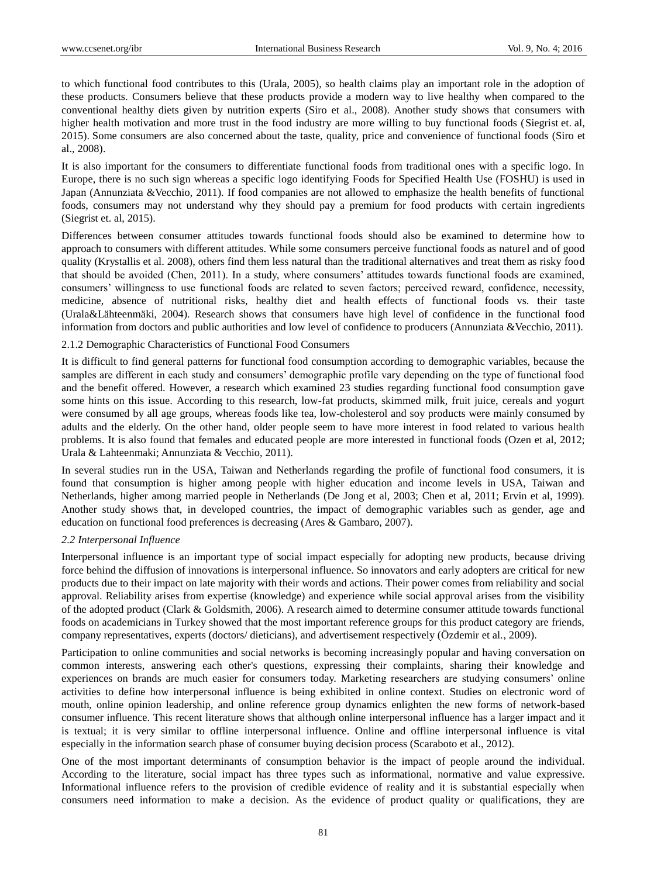to which functional food contributes to this (Urala, 2005), so health claims play an important role in the adoption of these products. Consumers believe that these products provide a modern way to live healthy when compared to the conventional healthy diets given by nutrition experts (Siro et al., 2008). Another study shows that consumers with higher health motivation and more trust in the food industry are more willing to buy functional foods (Siegrist et. al, 2015). Some consumers are also concerned about the taste, quality, price and convenience of functional foods (Siro et al., 2008).

It is also important for the consumers to differentiate functional foods from traditional ones with a specific logo. In Europe, there is no such sign whereas a specific logo identifying Foods for Specified Health Use (FOSHU) is used in Japan (Annunziata &Vecchio, 2011). If food companies are not allowed to emphasize the health benefits of functional foods, consumers may not understand why they should pay a premium for food products with certain ingredients (Siegrist et. al, 2015).

Differences between consumer attitudes towards functional foods should also be examined to determine how to approach to consumers with different attitudes. While some consumers perceive functional foods as naturel and of good quality (Krystallis et al. 2008), others find them less natural than the traditional alternatives and treat them as risky food that should be avoided (Chen, 2011). In a study, where consumers' attitudes towards functional foods are examined, consumers' willingness to use functional foods are related to seven factors; perceived reward, confidence, necessity, medicine, absence of nutritional risks, healthy diet and health effects of functional foods vs. their taste (Urala&Lähteenmäki, 2004). Research shows that consumers have high level of confidence in the functional food information from doctors and public authorities and low level of confidence to producers (Annunziata &Vecchio, 2011).

2.1.2 Demographic Characteristics of Functional Food Consumers

It is difficult to find general patterns for functional food consumption according to demographic variables, because the samples are different in each study and consumers' demographic profile vary depending on the type of functional food and the benefit offered. However, a research which examined 23 studies regarding functional food consumption gave some hints on this issue. According to this research, low-fat products, skimmed milk, fruit juice, cereals and yogurt were consumed by all age groups, whereas foods like tea, low-cholesterol and soy products were mainly consumed by adults and the elderly. On the other hand, older people seem to have more interest in food related to various health problems. It is also found that females and educated people are more interested in functional foods (Ozen et al, 2012; Urala & Lahteenmaki; Annunziata & Vecchio, 2011).

In several studies run in the USA, Taiwan and Netherlands regarding the profile of functional food consumers, it is found that consumption is higher among people with higher education and income levels in USA, Taiwan and Netherlands, higher among married people in Netherlands (De Jong et al, 2003; Chen et al, 2011; Ervin et al, 1999). Another study shows that, in developed countries, the impact of demographic variables such as gender, age and education on functional food preferences is decreasing (Ares & Gambaro, 2007).

*2.2 Interpersonal Influence*

Interpersonal influence is an important type of social impact especially for adopting new products, because driving force behind the diffusion of innovations is interpersonal influence. So innovators and early adopters are critical for new products due to their impact on late majority with their words and actions. Their power comes from reliability and social approval. Reliability arises from expertise (knowledge) and experience while social approval arises from the visibility of the adopted product (Clark & Goldsmith, 2006). A research aimed to determine consumer attitude towards functional foods on academicians in Turkey showed that the most important reference groups for this product category are friends, company representatives, experts (doctors/ dieticians), and advertisement respectively (Özdemir et al., 2009).

Participation to online communities and social networks is becoming increasingly popular and having conversation on common interests, answering each other's questions, expressing their complaints, sharing their knowledge and experiences on brands are much easier for consumers today. Marketing researchers are studying consumers' online activities to define how interpersonal influence is being exhibited in online context. Studies on electronic word of mouth, online opinion leadership, and online reference group dynamics enlighten the new forms of network-based consumer influence. This recent literature shows that although online interpersonal influence has a larger impact and it is textual; it is very similar to offline interpersonal influence. Online and offline interpersonal influence is vital especially in the information search phase of consumer buying decision process (Scaraboto et al., 2012).

One of the most important determinants of consumption behavior is the impact of people around the individual. According to the literature, social impact has three types such as informational, normative and value expressive. Informational influence refers to the provision of credible evidence of reality and it is substantial especially when consumers need information to make a decision. As the evidence of product quality or qualifications, they are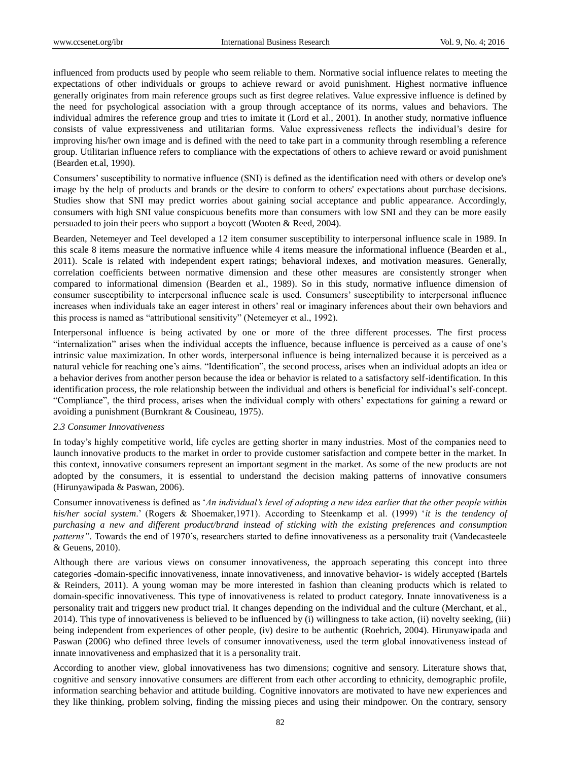influenced from products used by people who seem reliable to them. Normative social influence relates to meeting the expectations of other individuals or groups to achieve reward or avoid punishment. Highest normative influence generally originates from main reference groups such as first degree relatives. Value expressive influence is defined by the need for psychological association with a group through acceptance of its norms, values and behaviors. The individual admires the reference group and tries to imitate it (Lord et al., 2001). In another study, normative influence consists of value expressiveness and utilitarian forms. Value expressiveness reflects the individual's desire for improving his/her own image and is defined with the need to take part in a community through resembling a reference group. Utilitarian influence refers to compliance with the expectations of others to achieve reward or avoid punishment (Bearden et.al, 1990).

Consumers' susceptibility to normative influence (SNI) is defined as the identification need with others or develop one's image by the help of products and brands or the desire to conform to others' expectations about purchase decisions. Studies show that SNI may predict worries about gaining social acceptance and public appearance. Accordingly, consumers with high SNI value conspicuous benefits more than consumers with low SNI and they can be more easily persuaded to join their peers who support a boycott (Wooten & Reed, 2004).

Bearden, Netemeyer and Teel developed a 12 item consumer susceptibility to interpersonal influence scale in 1989. In this scale 8 items measure the normative influence while 4 items measure the informational influence (Bearden et al., 2011). Scale is related with independent expert ratings; behavioral indexes, and motivation measures. Generally, correlation coefficients between normative dimension and these other measures are consistently stronger when compared to informational dimension (Bearden et al., 1989). So in this study, normative influence dimension of consumer susceptibility to interpersonal influence scale is used. Consumers' susceptibility to interpersonal influence increases when individuals take an eager interest in others' real or imaginary inferences about their own behaviors and this process is named as "attributional sensitivity" (Netemeyer et al., 1992).

Interpersonal influence is being activated by one or more of the three different processes. The first process "internalization" arises when the individual accepts the influence, because influence is perceived as a cause of one's intrinsic value maximization. In other words, interpersonal influence is being internalized because it is perceived as a natural vehicle for reaching one's aims. "Identification", the second process, arises when an individual adopts an idea or a behavior derives from another person because the idea or behavior is related to a satisfactory self-identification. In this identification process, the role relationship between the individual and others is beneficial for individual's self-concept. "Compliance", the third process, arises when the individual comply with others' expectations for gaining a reward or avoiding a punishment (Burnkrant & Cousineau, 1975).

### *2.3 Consumer Innovativeness*

In today's highly competitive world, life cycles are getting shorter in many industries. Most of the companies need to launch innovative products to the market in order to provide customer satisfaction and compete better in the market. In this context, innovative consumers represent an important segment in the market. As some of the new products are not adopted by the consumers, it is essential to understand the decision making patterns of innovative consumers (Hirunyawipada & Paswan, 2006).

Consumer innovativeness is defined as '*An individual's level of adopting a new idea earlier that the other people within his/her social system*.' (Rogers & Shoemaker,1971). According to Steenkamp et al. (1999) '*it is the tendency of purchasing a new and different product/brand instead of sticking with the existing preferences and consumption patterns"*. Towards the end of 1970's, researchers started to define innovativeness as a personality trait (Vandecasteele & Geuens, 2010).

Although there are various views on consumer innovativeness, the approach seperating this concept into three categories -domain-specific innovativeness, innate innovativeness, and innovative behavior- is widely accepted (Bartels & Reinders, 2011). A young woman may be more interested in fashion than cleaning products which is related to domain-specific innovativeness. This type of innovativeness is related to product category. Innate innovativeness is a personality trait and triggers new product trial. It changes depending on the individual and the culture (Merchant, et al., 2014). This type of innovativeness is believed to be influenced by (i) willingness to take action, (ii) novelty seeking, (iii) being independent from experiences of other people, (iv) desire to be authentic (Roehrich, 2004). Hirunyawipada and Paswan (2006) who defined three levels of consumer innovativeness, used the term global innovativeness instead of innate innovativeness and emphasized that it is a personality trait.

According to another view, global innovativeness has two dimensions; cognitive and sensory. Literature shows that, cognitive and sensory innovative consumers are different from each other according to ethnicity, demographic profile, information searching behavior and attitude building. Cognitive innovators are motivated to have new experiences and they like thinking, problem solving, finding the missing pieces and using their mindpower. On the contrary, sensory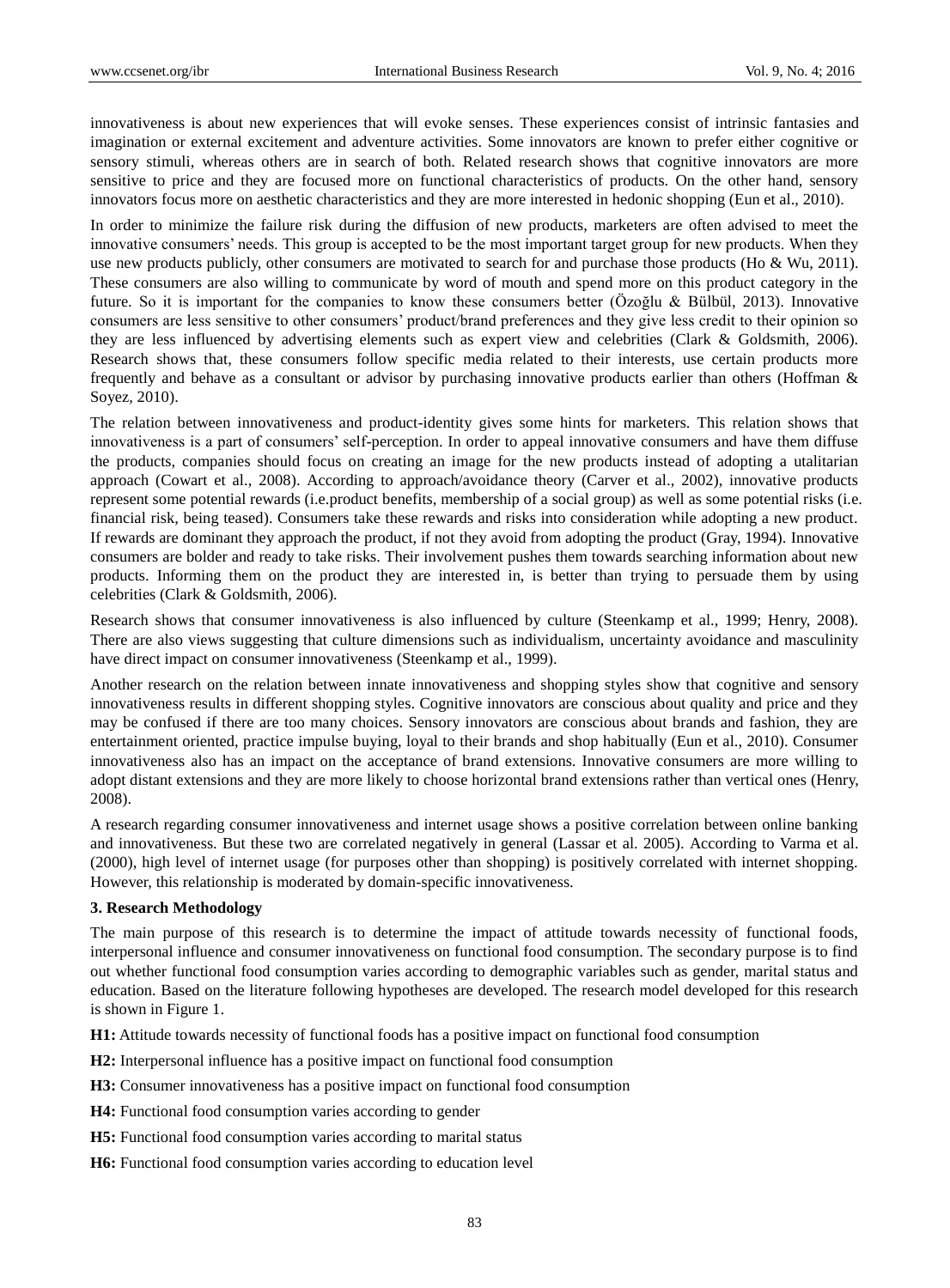innovativeness is about new experiences that will evoke senses. These experiences consist of intrinsic fantasies and imagination or external excitement and adventure activities. Some innovators are known to prefer either cognitive or sensory stimuli, whereas others are in search of both. Related research shows that cognitive innovators are more sensitive to price and they are focused more on functional characteristics of products. On the other hand, sensory innovators focus more on aesthetic characteristics and they are more interested in hedonic shopping (Eun et al., 2010).

In order to minimize the failure risk during the diffusion of new products, marketers are often advised to meet the innovative consumers' needs. This group is accepted to be the most important target group for new products. When they use new products publicly, other consumers are motivated to search for and purchase those products (Ho & Wu, 2011). These consumers are also willing to communicate by word of mouth and spend more on this product category in the future. So it is important for the companies to know these consumers better (Özoğlu & Bülbül, 2013). Innovative consumers are less sensitive to other consumers' product/brand preferences and they give less credit to their opinion so they are less influenced by advertising elements such as expert view and celebrities (Clark & Goldsmith, 2006). Research shows that, these consumers follow specific media related to their interests, use certain products more frequently and behave as a consultant or advisor by purchasing innovative products earlier than others (Hoffman & Soyez, 2010).

The relation between innovativeness and product-identity gives some hints for marketers. This relation shows that innovativeness is a part of consumers' self-perception. In order to appeal innovative consumers and have them diffuse the products, companies should focus on creating an image for the new products instead of adopting a utalitarian approach (Cowart et al., 2008). According to approach/avoidance theory (Carver et al., 2002), innovative products represent some potential rewards (i.e.product benefits, membership of a social group) as well as some potential risks (i.e. financial risk, being teased). Consumers take these rewards and risks into consideration while adopting a new product. If rewards are dominant they approach the product, if not they avoid from adopting the product (Gray, 1994). Innovative consumers are bolder and ready to take risks. Their involvement pushes them towards searching information about new products. Informing them on the product they are interested in, is better than trying to persuade them by using celebrities (Clark & Goldsmith, 2006).

Research shows that consumer innovativeness is also influenced by culture (Steenkamp et al., 1999; Henry, 2008). There are also views suggesting that culture dimensions such as individualism, uncertainty avoidance and masculinity have direct impact on consumer innovativeness (Steenkamp et al., 1999).

Another research on the relation between innate innovativeness and shopping styles show that cognitive and sensory innovativeness results in different shopping styles. Cognitive innovators are conscious about quality and price and they may be confused if there are too many choices. Sensory innovators are conscious about brands and fashion, they are entertainment oriented, practice impulse buying, loyal to their brands and shop habitually (Eun et al., 2010). Consumer innovativeness also has an impact on the acceptance of brand extensions. Innovative consumers are more willing to adopt distant extensions and they are more likely to choose horizontal brand extensions rather than vertical ones (Henry, 2008).

A research regarding consumer innovativeness and internet usage shows a positive correlation between online banking and innovativeness. But these two are correlated negatively in general (Lassar et al. 2005). According to Varma et al. (2000), high level of internet usage (for purposes other than shopping) is positively correlated with internet shopping. However, this relationship is moderated by domain-specific innovativeness.

## 3. Research Methodology

The main purpose of this research is to determine the impact of attitude towards necessity of functional foods, interpersonal influence and consumer innovativeness on functional food consumption. The secondary purpose is to find out whether functional food consumption varies according to demographic variables such as gender, marital status and education. Based on the literature following hypotheses are developed. The research model developed for this research is shown in Figure 1.

**H1:** Attitude towards necessity of functional foods has a positive impact on functional food consumption

**H2:** Interpersonal influence has a positive impact on functional food consumption

**H3:** Consumer innovativeness has a positive impact on functional food consumption

**H4:** Functional food consumption varies according to gender

**H5:** Functional food consumption varies according to marital status

**H6:** Functional food consumption varies according to education level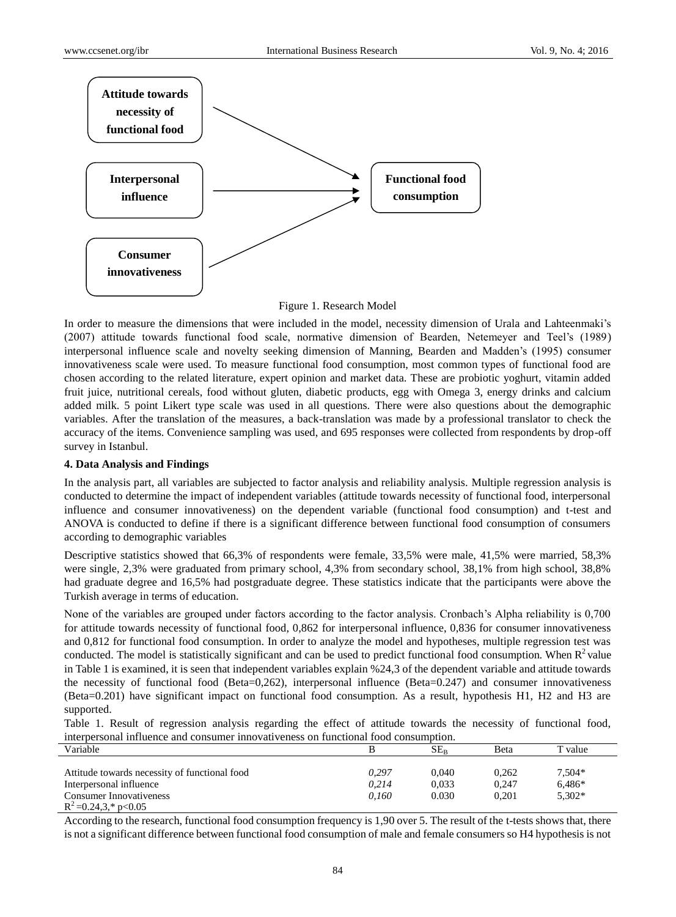Attitude towards necessity of functional food

Interpersonal influence

Consumer innovativeness

Functional food consumption

Figure 1. Research Model

In order to measure the dimensions that were included in the model, necessity dimension of Urala and Lahteenmaki's (2007) attitude towards functional food scale, normative dimension of Bearden, Netemeyer and Teel's (1989) interpersonal influence scale and novelty seeking dimension of Manning, Bearden and Madden's (1995) consumer innovativeness scale were used. To measure functional food consumption, most common types of functional food are chosen according to the related literature, expert opinion and market data. These are probiotic yoghurt, vitamin added fruit juice, nutritional cereals, food without gluten, diabetic products, egg with Omega 3, energy drinks and calcium added milk. 5 point Likert type scale was used in all questions. There were also questions about the demographic variables. After the translation of the measures, a back-translation was made by a professional translator to check the accuracy of the items. Convenience sampling was used, and 695 responses were collected from respondents by drop-off survey in Istanbul.

**4. Data Analysis and Findings**

In the analysis part, all variables are subjected to factor analysis and reliability analysis. Multiple regression analysis is conducted to determine the impact of independent variables (attitude towards necessity of functional food, interpersonal influence and consumer innovativeness) on the dependent variable (functional food consumption) and t-test and ANOVA is conducted to define if there is a significant difference between functional food consumption of consumers according to demographic variables

Descriptive statistics showed that 66,3% of respondents were female, 33,5% were male, 41,5% were married, 58,3% were single, 2,3% were graduated from primary school, 4,3% from secondary school, 38,1% from high school, 38,8% had graduate degree and 16,5% had postgraduate degree. These statistics indicate that the participants were above the Turkish average in terms of education.

None of the variables are grouped under factors according to the factor analysis. Cronbach's Alpha reliability is 0,700 for attitude towards necessity of functional food, 0,862 for interpersonal influence, 0,836 for consumer innovativeness and 0,812 for functional food consumption. In order to analyze the model and hypotheses, multiple regression test was conducted. The model is statistically significant and can be used to predict functional food consumption. When $R^2$ value in Table 1 is examined, it is seen that independent variables explain %24,3 of the dependent variable and attitude towards the necessity of functional food (Beta=0,262), interpersonal influence (Beta=0.247) and consumer innovativeness (Beta=0.201) have significant impact on functional food consumption. As a result, hypothesis H1, H2 and H3 are supported.

Table 1. Result of regression analysis regarding the effect of attitude towards the necessity of functional food, interpersonal influence and consumer innovativeness on functional food consumption.

| Variable | B | $SE_B$ | Beta | T value |
|---|---|---|---|---|
| Attitude towards necessity of functional food | *0,297* | 0,040 | 0,262 | 7,504* |
| Interpersonal influence | *0,214* | 0,033 | 0,247 | 6,486* |
| Consumer Innovativeness | *0,160* | 0.030 | 0,201 | 5,302* |

$R^2$=0.24,3,* $p<0.05$

According to the research, functional food consumption frequency is 1,90 over 5. The result of the t-tests shows that, there is not a significant difference between functional food consumption of male and female consumers so H4 hypothesis is not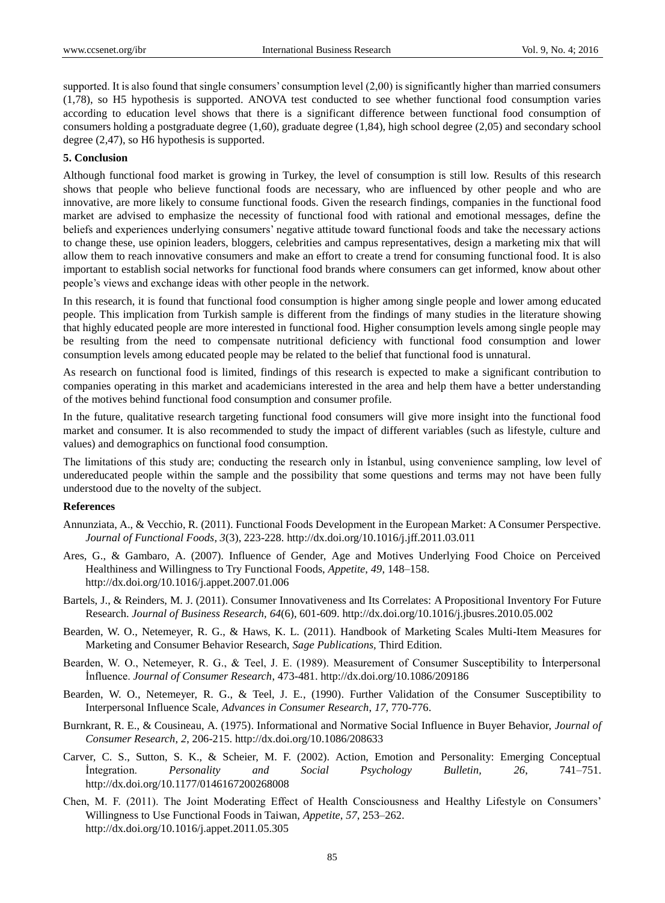supported. It is also found that single consumers' consumption level (2,00) is significantly higher than married consumers (1,78), so H5 hypothesis is supported. ANOVA test conducted to see whether functional food consumption varies according to education level shows that there is a significant difference between functional food consumption of consumers holding a postgraduate degree (1,60), graduate degree (1,84), high school degree (2,05) and secondary school degree (2,47), so H6 hypothesis is supported.

## 5. Conclusion

Although functional food market is growing in Turkey, the level of consumption is still low. Results of this research shows that people who believe functional foods are necessary, who are influenced by other people and who are innovative, are more likely to consume functional foods. Given the research findings, companies in the functional food market are advised to emphasize the necessity of functional food with rational and emotional messages, define the beliefs and experiences underlying consumers' negative attitude toward functional foods and take the necessary actions to change these, use opinion leaders, bloggers, celebrities and campus representatives, design a marketing mix that will allow them to reach innovative consumers and make an effort to create a trend for consuming functional food. It is also important to establish social networks for functional food brands where consumers can get informed, know about other people's views and exchange ideas with other people in the network.

In this research, it is found that functional food consumption is higher among single people and lower among educated people. This implication from Turkish sample is different from the findings of many studies in the literature showing that highly educated people are more interested in functional food. Higher consumption levels among single people may be resulting from the need to compensate nutritional deficiency with functional food consumption and lower consumption levels among educated people may be related to the belief that functional food is unnatural.

As research on functional food is limited, findings of this research is expected to make a significant contribution to companies operating in this market and academicians interested in the area and help them have a better understanding of the motives behind functional food consumption and consumer profile.

In the future, qualitative research targeting functional food consumers will give more insight into the functional food market and consumer. It is also recommended to study the impact of different variables (such as lifestyle, culture and values) and demographics on functional food consumption.

The limitations of this study are; conducting the research only in İstanbul, using convenience sampling, low level of undereducated people within the sample and the possibility that some questions and terms may not have been fully understood due to the novelty of the subject.

## References

Annunziata, A., & Vecchio, R. (2011). Functional Foods Development in the European Market: A Consumer Perspective. *Journal of Functional Foods, 3*(3), 223-228. http://dx.doi.org/10.1016/j.jff.2011.03.011

Ares, G., & Gambaro, A. (2007). Influence of Gender, Age and Motives Underlying Food Choice on Perceived Healthiness and Willingness to Try Functional Foods, *Appetite*, *49*, 148–158. http://dx.doi.org/10.1016/j.appet.2007.01.006

Bartels, J., & Reinders, M. J. (2011). Consumer Innovativeness and Its Correlates: A Propositional Inventory For Future Research. *Journal of Business Research, 64*(6), 601-609. http://dx.doi.org/10.1016/j.jbusres.2010.05.002

Bearden, W. O., Netemeyer, R. G., & Haws, K. L. (2011). Handbook of Marketing Scales Multi-Item Measures for Marketing and Consumer Behavior Research, *Sage Publications,* Third Edition.

Bearden, W. O., Netemeyer, R. G., & Teel, J. E. (1989). Measurement of Consumer Susceptibility to İnterpersonal İnfluence. *Journal of Consumer Research*, 473-481. http://dx.doi.org/10.1086/209186

Bearden, W. O., Netemeyer, R. G., & Teel, J. E., (1990). Further Validation of the Consumer Susceptibility to Interpersonal Influence Scale, *Advances in Consumer Research, 17*, 770-776.

Burnkrant, R. E., & Cousineau, A. (1975). Informational and Normative Social Influence in Buyer Behavior, *Journal of Consumer Research, 2*, 206-215. http://dx.doi.org/10.1086/208633

Carver, C. S., Sutton, S. K., & Scheier, M. F. (2002). Action, Emotion and Personality: Emerging Conceptual İntegration. *Personality and Social Psychology Bulletin, 26*, 741–751. http://dx.doi.org/10.1177/0146167200268008

Chen, M. F. (2011). The Joint Moderating Effect of Health Consciousness and Healthy Lifestyle on Consumers' Willingness to Use Functional Foods in Taiwan, *Appetite, 57*, 253–262. http://dx.doi.org/10.1016/j.appet.2011.05.305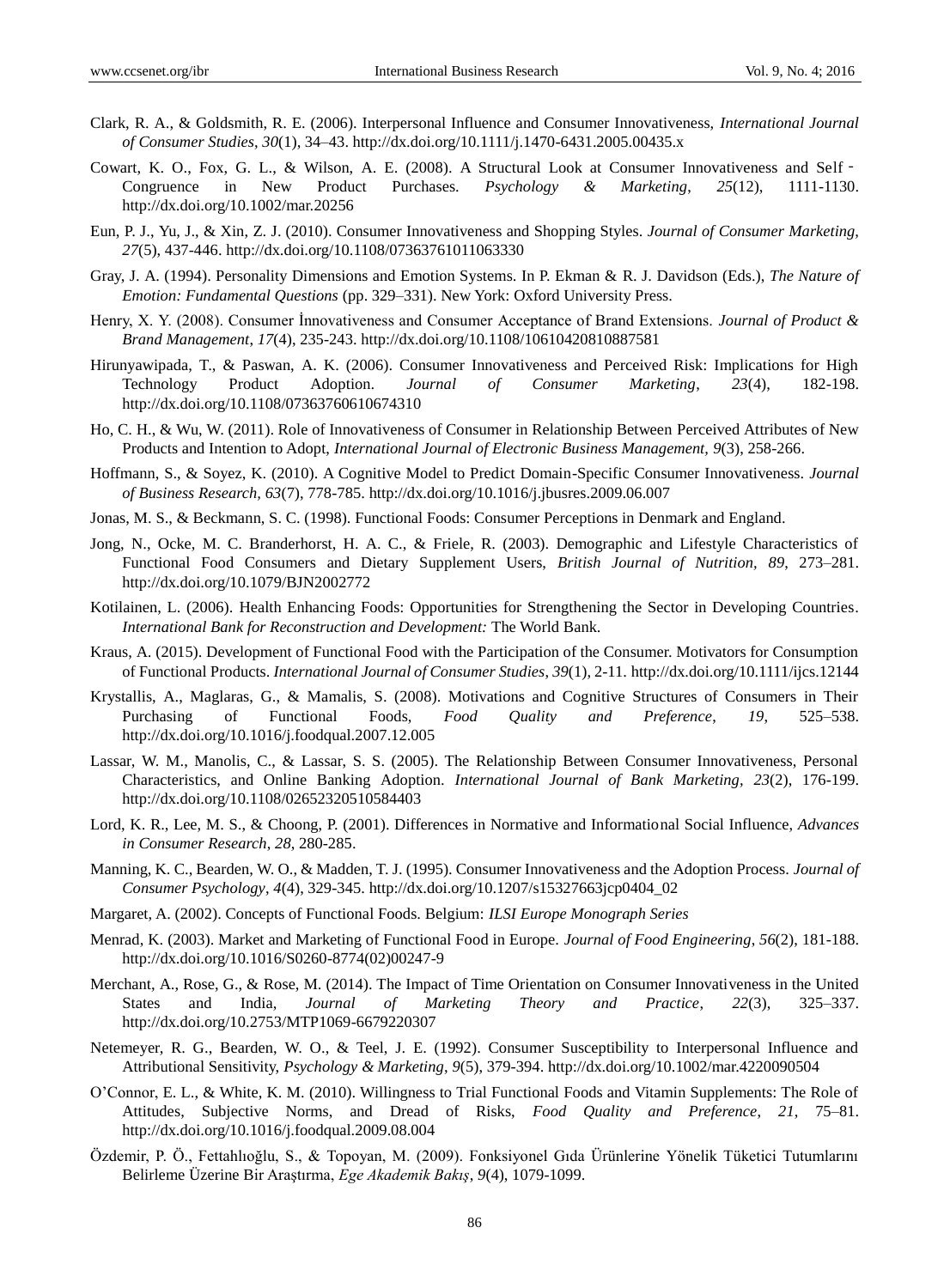Clark, R. A., & Goldsmith, R. E. (2006). Interpersonal Influence and Consumer Innovativeness, *International Journal of Consumer Studies*, *30*(1), 34–43. http://dx.doi.org/10.1111/j.1470-6431.2005.00435.x

Cowart, K. O., Fox, G. L., & Wilson, A. E. (2008). A Structural Look at Consumer Innovativeness and Self‐Congruence in New Product Purchases. *Psychology & Marketing*, *25*(12), 1111-1130. http://dx.doi.org/10.1002/mar.20256

Eun, P. J., Yu, J., & Xin, Z. J. (2010). Consumer Innovativeness and Shopping Styles. *Journal of Consumer Marketing*, *27*(5), 437-446. http://dx.doi.org/10.1108/07363761011063330

Gray, J. A. (1994). Personality Dimensions and Emotion Systems. In P. Ekman & R. J. Davidson (Eds.), *The Nature of Emotion: Fundamental Questions* (pp. 329–331). New York: Oxford University Press.

Henry, X. Y. (2008). Consumer İnnovativeness and Consumer Acceptance of Brand Extensions. *Journal of Product & Brand Management*, *17*(4), 235-243. http://dx.doi.org/10.1108/10610420810887581

Hirunyawipada, T., & Paswan, A. K. (2006). Consumer Innovativeness and Perceived Risk: Implications for High Technology Product Adoption. *Journal of Consumer Marketing*, *23*(4), 182-198. http://dx.doi.org/10.1108/07363760610674310

Ho, C. H., & Wu, W. (2011). Role of Innovativeness of Consumer in Relationship Between Perceived Attributes of New Products and Intention to Adopt, *International Journal of Electronic Business Management*, *9*(3), 258-266.

Hoffmann, S., & Soyez, K. (2010). A Cognitive Model to Predict Domain-Specific Consumer Innovativeness. *Journal of Business Research*, *63*(7), 778-785. http://dx.doi.org/10.1016/j.jbusres.2009.06.007

Jonas, M. S., & Beckmann, S. C. (1998). Functional Foods: Consumer Perceptions in Denmark and England.

Jong, N., Ocke, M. C. Branderhorst, H. A. C., & Friele, R. (2003). Demographic and Lifestyle Characteristics of Functional Food Consumers and Dietary Supplement Users, *British Journal of Nutrition*, *89*, 273–281. http://dx.doi.org/10.1079/BJN2002772

Kotilainen, L. (2006). Health Enhancing Foods: Opportunities for Strengthening the Sector in Developing Countries. *International Bank for Reconstruction and Development:* The World Bank.

Kraus, A. (2015). Development of Functional Food with the Participation of the Consumer. Motivators for Consumption of Functional Products. *International Journal of Consumer Studies*, *39*(1), 2-11. http://dx.doi.org/10.1111/ijcs.12144

Krystallis, A., Maglaras, G., & Mamalis, S. (2008). Motivations and Cognitive Structures of Consumers in Their Purchasing of Functional Foods, *Food Quality and Preference*, *19*, 525–538. http://dx.doi.org/10.1016/j.foodqual.2007.12.005

Lassar, W. M., Manolis, C., & Lassar, S. S. (2005). The Relationship Between Consumer Innovativeness, Personal Characteristics, and Online Banking Adoption. *International Journal of Bank Marketing*, *23*(2), 176-199. http://dx.doi.org/10.1108/02652320510584403

Lord, K. R., Lee, M. S., & Choong, P. (2001). Differences in Normative and Informational Social Influence, *Advances in Consumer Research*, *28*, 280-285.

Manning, K. C., Bearden, W. O., & Madden, T. J. (1995). Consumer Innovativeness and the Adoption Process. *Journal of Consumer Psychology*, *4*(4), 329-345. http://dx.doi.org/10.1207/s15327663jcp0404_02

Margaret, A. (2002). Concepts of Functional Foods. Belgium: *ILSI Europe Monograph Series*

Menrad, K. (2003). Market and Marketing of Functional Food in Europe. *Journal of Food Engineering*, *56*(2), 181-188. http://dx.doi.org/10.1016/S0260-8774(02)00247-9

Merchant, A., Rose, G., & Rose, M. (2014). The Impact of Time Orientation on Consumer Innovativeness in the United States and India, *Journal of Marketing Theory and Practice*, *22*(3), 325–337. http://dx.doi.org/10.2753/MTP1069-6679220307

Netemeyer, R. G., Bearden, W. O., & Teel, J. E. (1992). Consumer Susceptibility to Interpersonal Influence and Attributional Sensitivity, *Psychology & Marketing*, *9*(5), 379-394. http://dx.doi.org/10.1002/mar.4220090504

O'Connor, E. L., & White, K. M. (2010). Willingness to Trial Functional Foods and Vitamin Supplements: The Role of Attitudes, Subjective Norms, and Dread of Risks, *Food Quality and Preference*, *21*, 75–81. http://dx.doi.org/10.1016/j.foodqual.2009.08.004

Özdemir, P. Ö., Fettahlıoğlu, S., & Topoyan, M. (2009). Fonksiyonel Gıda Ürünlerine Yönelik Tüketici Tutumlarını Belirleme Üzerine Bir Araştırma, *Ege Akademik Bakış*, *9*(4), 1079-1099.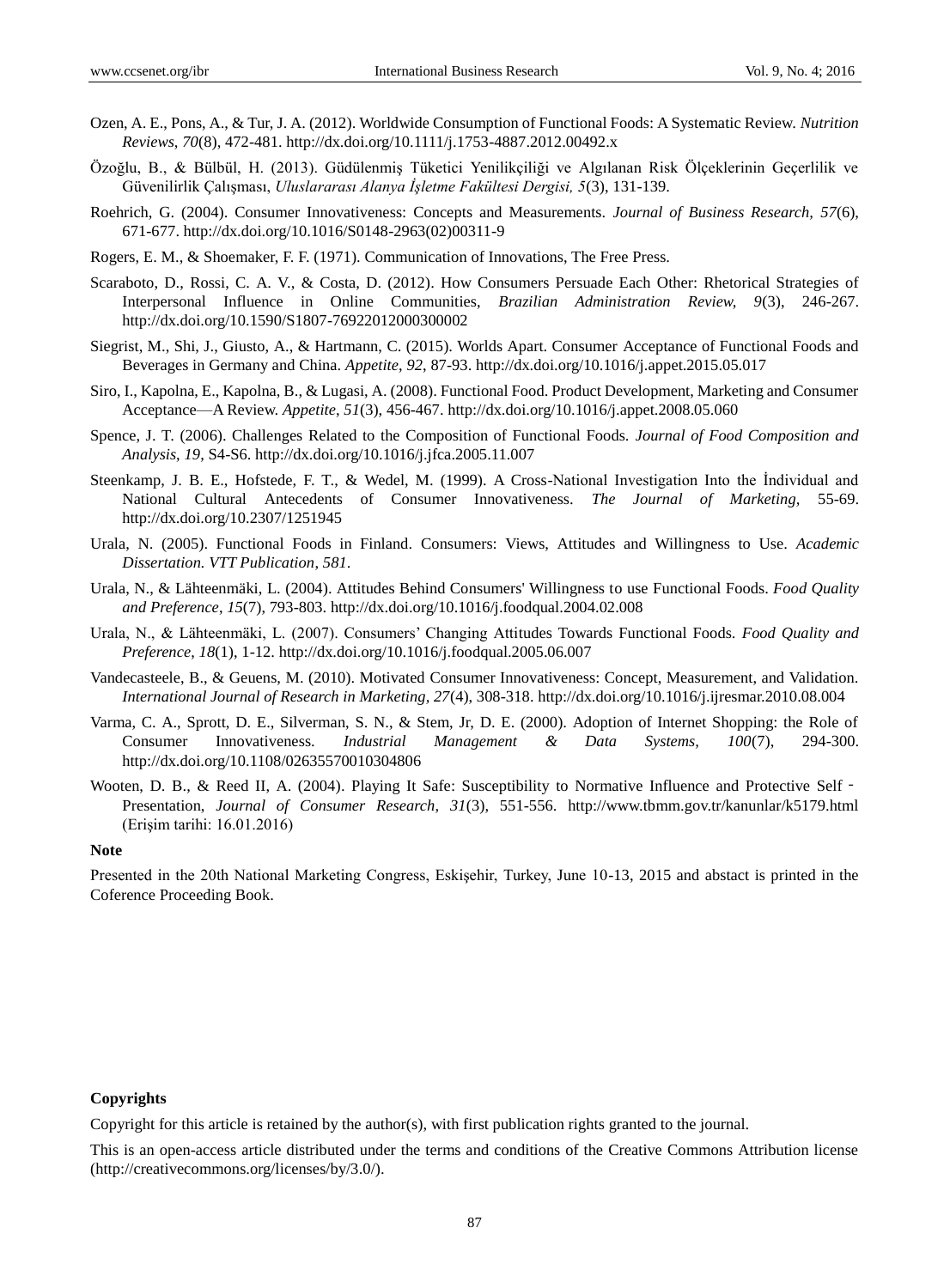Ozen, A. E., Pons, A., & Tur, J. A. (2012). Worldwide Consumption of Functional Foods: A Systematic Review. *Nutrition Reviews*, *70*(8), 472-481. http://dx.doi.org/10.1111/j.1753-4887.2012.00492.x

Özoğlu, B., & Bülbül, H. (2013). Güdülenmiş Tüketici Yenilikçiliği ve Algılanan Risk Ölçeklerinin Geçerlilik ve Güvenilirlik Çalışması, *Uluslararası Alanya İşletme Fakültesi Dergisi, 5*(3), 131-139.

Roehrich, G. (2004). Consumer Innovativeness: Concepts and Measurements. *Journal of Business Research, 57*(6), 671-677. http://dx.doi.org/10.1016/S0148-2963(02)00311-9

Rogers, E. M., & Shoemaker, F. F. (1971). Communication of Innovations, The Free Press.

Scaraboto, D., Rossi, C. A. V., & Costa, D. (2012). How Consumers Persuade Each Other: Rhetorical Strategies of Interpersonal Influence in Online Communities, *Brazilian Administration Review, 9*(3), 246-267. http://dx.doi.org/10.1590/S1807-76922012000300002

Siegrist, M., Shi, J., Giusto, A., & Hartmann, C. (2015). Worlds Apart. Consumer Acceptance of Functional Foods and Beverages in Germany and China. *Appetite*, *92*, 87-93. http://dx.doi.org/10.1016/j.appet.2015.05.017

Siro, I., Kapolna, E., Kapolna, B., & Lugasi, A. (2008). Functional Food. Product Development, Marketing and Consumer Acceptance—A Review. *Appetite*, *51*(3), 456-467. http://dx.doi.org/10.1016/j.appet.2008.05.060

Spence, J. T. (2006). Challenges Related to the Composition of Functional Foods. *Journal of Food Composition and Analysis*, *19*, S4-S6. http://dx.doi.org/10.1016/j.jfca.2005.11.007

Steenkamp, J. B. E., Hofstede, F. T., & Wedel, M. (1999). A Cross-National Investigation Into the İndividual and National Cultural Antecedents of Consumer Innovativeness. *The Journal of Marketing*, 55-69. http://dx.doi.org/10.2307/1251945

Urala, N. (2005). Functional Foods in Finland. Consumers: Views, Attitudes and Willingness to Use. *Academic Dissertation. VTT Publication*, *581*.

Urala, N., & Lähteenmäki, L. (2004). Attitudes Behind Consumers' Willingness to use Functional Foods. *Food Quality and Preference*, *15*(7), 793-803. http://dx.doi.org/10.1016/j.foodqual.2004.02.008

Urala, N., & Lähteenmäki, L. (2007). Consumers' Changing Attitudes Towards Functional Foods. *Food Quality and Preference*, *18*(1), 1-12. http://dx.doi.org/10.1016/j.foodqual.2005.06.007

Vandecasteele, B., & Geuens, M. (2010). Motivated Consumer Innovativeness: Concept, Measurement, and Validation. *International Journal of Research in Marketing, 27*(4), 308-318. http://dx.doi.org/10.1016/j.ijresmar.2010.08.004

Varma, C. A., Sprott, D. E., Silverman, S. N., & Stem, Jr, D. E. (2000). Adoption of Internet Shopping: the Role of Consumer Innovativeness. *Industrial Management & Data Systems, 100*(7), 294-300. http://dx.doi.org/10.1108/02635570010304806

Wooten, D. B., & Reed II, A. (2004). Playing It Safe: Susceptibility to Normative Influence and Protective Self‐Presentation, *Journal of Consumer Research, 31*(3), 551-556. http://www.tbmm.gov.tr/kanunlar/k5179.html (Erişim tarihi: 16.01.2016)

**Note**

Presented in the 20th National Marketing Congress, Eskişehir, Turkey, June 10-13, 2015 and abstact is printed in the Coference Proceeding Book.

**Copyrights**

Copyright for this article is retained by the author(s), with first publication rights granted to the journal.

This is an open-access article distributed under the terms and conditions of the Creative Commons Attribution license (http://creativecommons.org/licenses/by/3.0/).